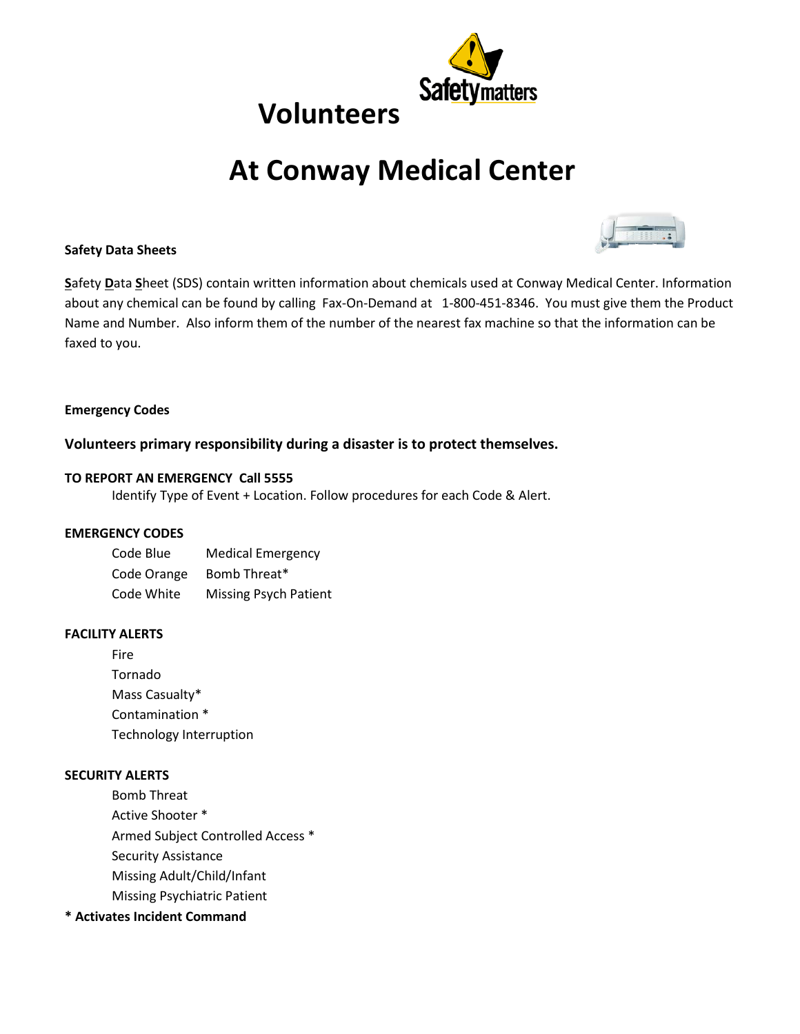# Volunteers

# At Conway Medical Center

**Safety Data Sheets**

**S**afety **D**ata **S**heet (SDS) contain written information about chemicals used at Conway Medical Center. Information about any chemical can be found by calling Fax-On-Demand at 1-800-451-8346. You must give them the Product Name and Number. Also inform them of the number of the nearest fax machine so that the information can be faxed to you.

**Emergency Codes**

**Volunteers primary responsibility during a disaster is to protect themselves.**

**TO REPORT AN EMERGENCY Call 5555**

Identify Type of Event + Location. Follow procedures for each Code & Alert.

**EMERGENCY CODES**

| | |
|---|---|
| Code Blue | Medical Emergency |
| Code Orange | Bomb Threat* |
| Code White | Missing Psych Patient |

**FACILITY ALERTS**

- Fire
- Tornado
- Mass Casualty*
- Contamination *
- Technology Interruption

**SECURITY ALERTS**

- Bomb Threat
- Active Shooter *
- Armed Subject Controlled Access *
- Security Assistance
- Missing Adult/Child/Infant
- Missing Psychiatric Patient

**\* Activates Incident Command**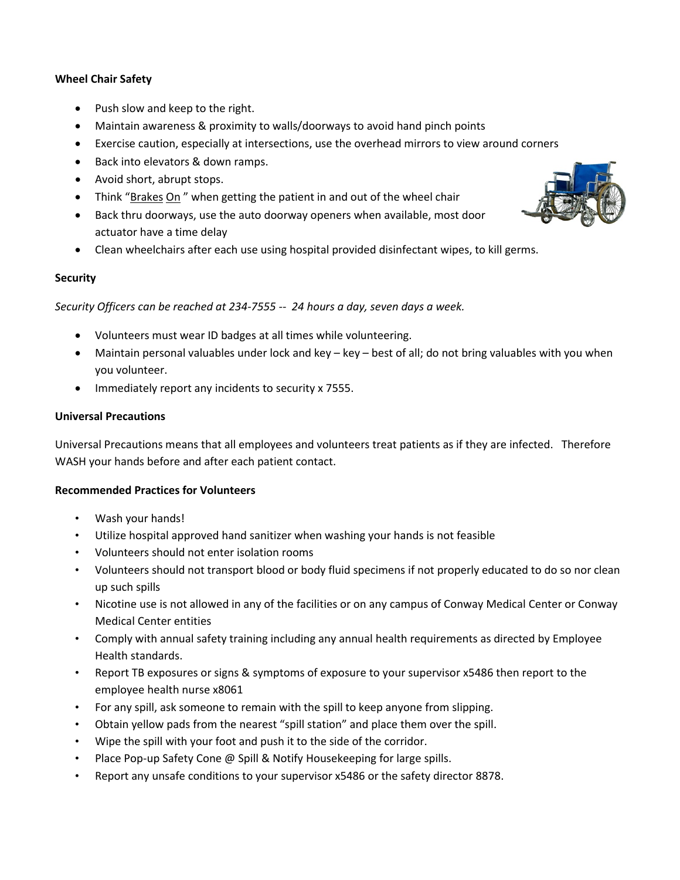**Wheel Chair Safety**

- Push slow and keep to the right.
- Maintain awareness & proximity to walls/doorways to avoid hand pinch points
- Exercise caution, especially at intersections, use the overhead mirrors to view around corners
- Back into elevators & down ramps.
- Avoid short, abrupt stops.
- Think "Brakes On " when getting the patient in and out of the wheel chair
- Back thru doorways, use the auto doorway openers when available, most door actuator have a time delay
- Clean wheelchairs after each use using hospital provided disinfectant wipes, to kill germs.

**Security**

*Security Officers can be reached at 234-7555 -- 24 hours a day, seven days a week.*

- Volunteers must wear ID badges at all times while volunteering.
- Maintain personal valuables under lock and key – key – best of all; do not bring valuables with you when you volunteer.
- Immediately report any incidents to security x 7555.

**Universal Precautions**

Universal Precautions means that all employees and volunteers treat patients as if they are infected. Therefore WASH your hands before and after each patient contact.

**Recommended Practices for Volunteers**

- Wash your hands!
- Utilize hospital approved hand sanitizer when washing your hands is not feasible
- Volunteers should not enter isolation rooms
- Volunteers should not transport blood or body fluid specimens if not properly educated to do so nor clean up such spills
- Nicotine use is not allowed in any of the facilities or on any campus of Conway Medical Center or Conway Medical Center entities
- Comply with annual safety training including any annual health requirements as directed by Employee Health standards.
- Report TB exposures or signs & symptoms of exposure to your supervisor x5486 then report to the employee health nurse x8061
- For any spill, ask someone to remain with the spill to keep anyone from slipping.
- Obtain yellow pads from the nearest "spill station" and place them over the spill.
- Wipe the spill with your foot and push it to the side of the corridor.
- Place Pop-up Safety Cone @ Spill & Notify Housekeeping for large spills.
- Report any unsafe conditions to your supervisor x5486 or the safety director 8878.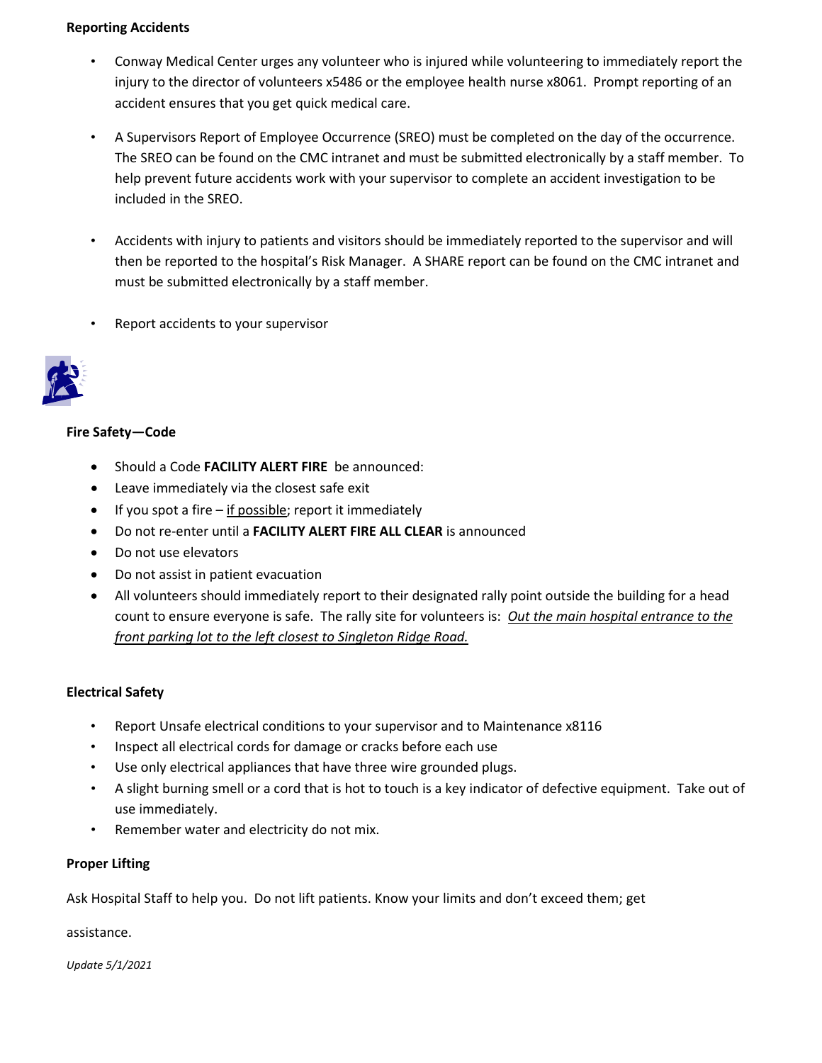**Reporting Accidents**

- Conway Medical Center urges any volunteer who is injured while volunteering to immediately report the injury to the director of volunteers x5486 or the employee health nurse x8061. Prompt reporting of an accident ensures that you get quick medical care.
- A Supervisors Report of Employee Occurrence (SREO) must be completed on the day of the occurrence. The SREO can be found on the CMC intranet and must be submitted electronically by a staff member. To help prevent future accidents work with your supervisor to complete an accident investigation to be included in the SREO.
- Accidents with injury to patients and visitors should be immediately reported to the supervisor and will then be reported to the hospital's Risk Manager. A SHARE report can be found on the CMC intranet and must be submitted electronically by a staff member.
- Report accidents to your supervisor

**Fire Safety—Code**

- Should a Code **FACILITY ALERT FIRE** be announced:
- Leave immediately via the closest safe exit
- If you spot a fire – if possible; report it immediately
- Do not re-enter until a **FACILITY ALERT FIRE ALL CLEAR** is announced
- Do not use elevators
- Do not assist in patient evacuation
- All volunteers should immediately report to their designated rally point outside the building for a head count to ensure everyone is safe. The rally site for volunteers is: *Out the main hospital entrance to the front parking lot to the left closest to Singleton Ridge Road.*

**Electrical Safety**

- Report Unsafe electrical conditions to your supervisor and to Maintenance x8116
- Inspect all electrical cords for damage or cracks before each use
- Use only electrical appliances that have three wire grounded plugs.
- A slight burning smell or a cord that is hot to touch is a key indicator of defective equipment. Take out of use immediately.
- Remember water and electricity do not mix.

**Proper Lifting**

Ask Hospital Staff to help you. Do not lift patients. Know your limits and don't exceed them; get

assistance.

*Update 5/1/2021*